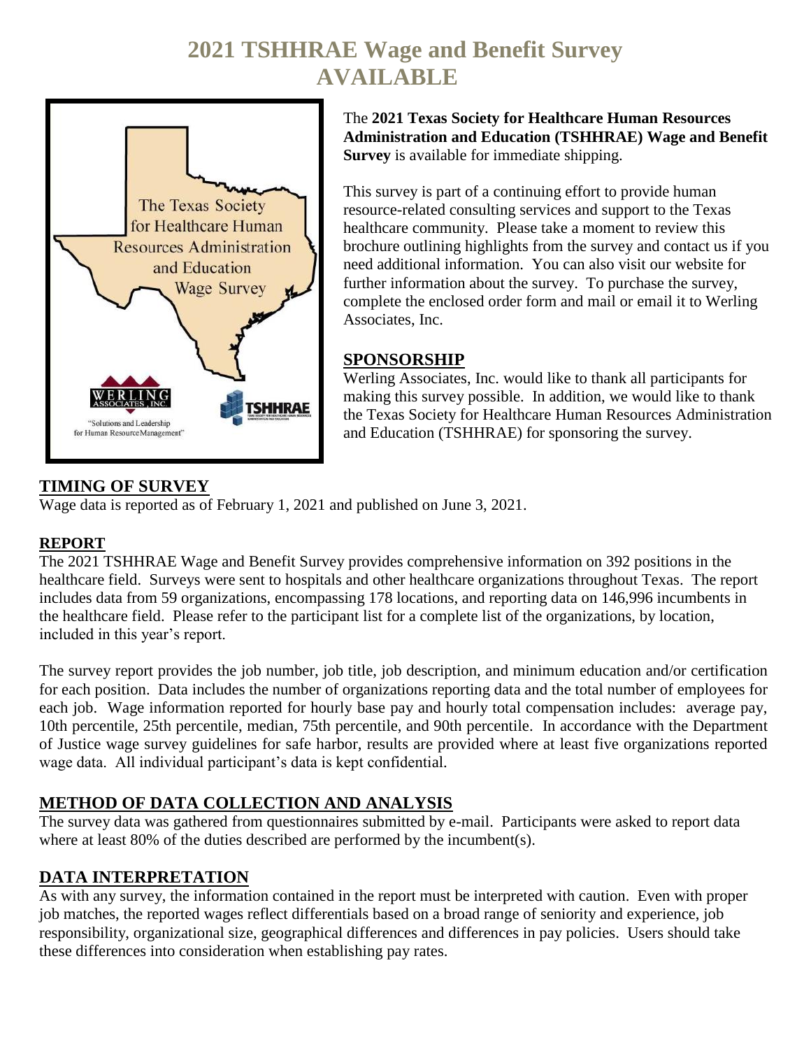# 2021 TSHHRAE Wage and Benefit Survey AVAILABLE

The Texas Society for Healthcare Human Resources Administration and Education Wage Survey

WERLING ASSOCIATES, INC.
"Solutions and Leadership for Human Resource Management"

TSHHRAE

The **2021 Texas Society for Healthcare Human Resources Administration and Education (TSHHRAE) Wage and Benefit Survey** is available for immediate shipping.

This survey is part of a continuing effort to provide human resource-related consulting services and support to the Texas healthcare community. Please take a moment to review this brochure outlining highlights from the survey and contact us if you need additional information. You can also visit our website for further information about the survey. To purchase the survey, complete the enclosed order form and mail or email it to Werling Associates, Inc.

## SPONSORSHIP

Werling Associates, Inc. would like to thank all participants for making this survey possible. In addition, we would like to thank the Texas Society for Healthcare Human Resources Administration and Education (TSHHRAE) for sponsoring the survey.

## TIMING OF SURVEY

Wage data is reported as of February 1, 2021 and published on June 3, 2021.

## REPORT

The 2021 TSHHRAE Wage and Benefit Survey provides comprehensive information on 392 positions in the healthcare field. Surveys were sent to hospitals and other healthcare organizations throughout Texas. The report includes data from 59 organizations, encompassing 178 locations, and reporting data on 146,996 incumbents in the healthcare field. Please refer to the participant list for a complete list of the organizations, by location, included in this year's report.

The survey report provides the job number, job title, job description, and minimum education and/or certification for each position. Data includes the number of organizations reporting data and the total number of employees for each job. Wage information reported for hourly base pay and hourly total compensation includes: average pay, 10th percentile, 25th percentile, median, 75th percentile, and 90th percentile. In accordance with the Department of Justice wage survey guidelines for safe harbor, results are provided where at least five organizations reported wage data. All individual participant's data is kept confidential.

## METHOD OF DATA COLLECTION AND ANALYSIS

The survey data was gathered from questionnaires submitted by e-mail. Participants were asked to report data where at least 80% of the duties described are performed by the incumbent(s).

## DATA INTERPRETATION

As with any survey, the information contained in the report must be interpreted with caution. Even with proper job matches, the reported wages reflect differentials based on a broad range of seniority and experience, job responsibility, organizational size, geographical differences and differences in pay policies. Users should take these differences into consideration when establishing pay rates.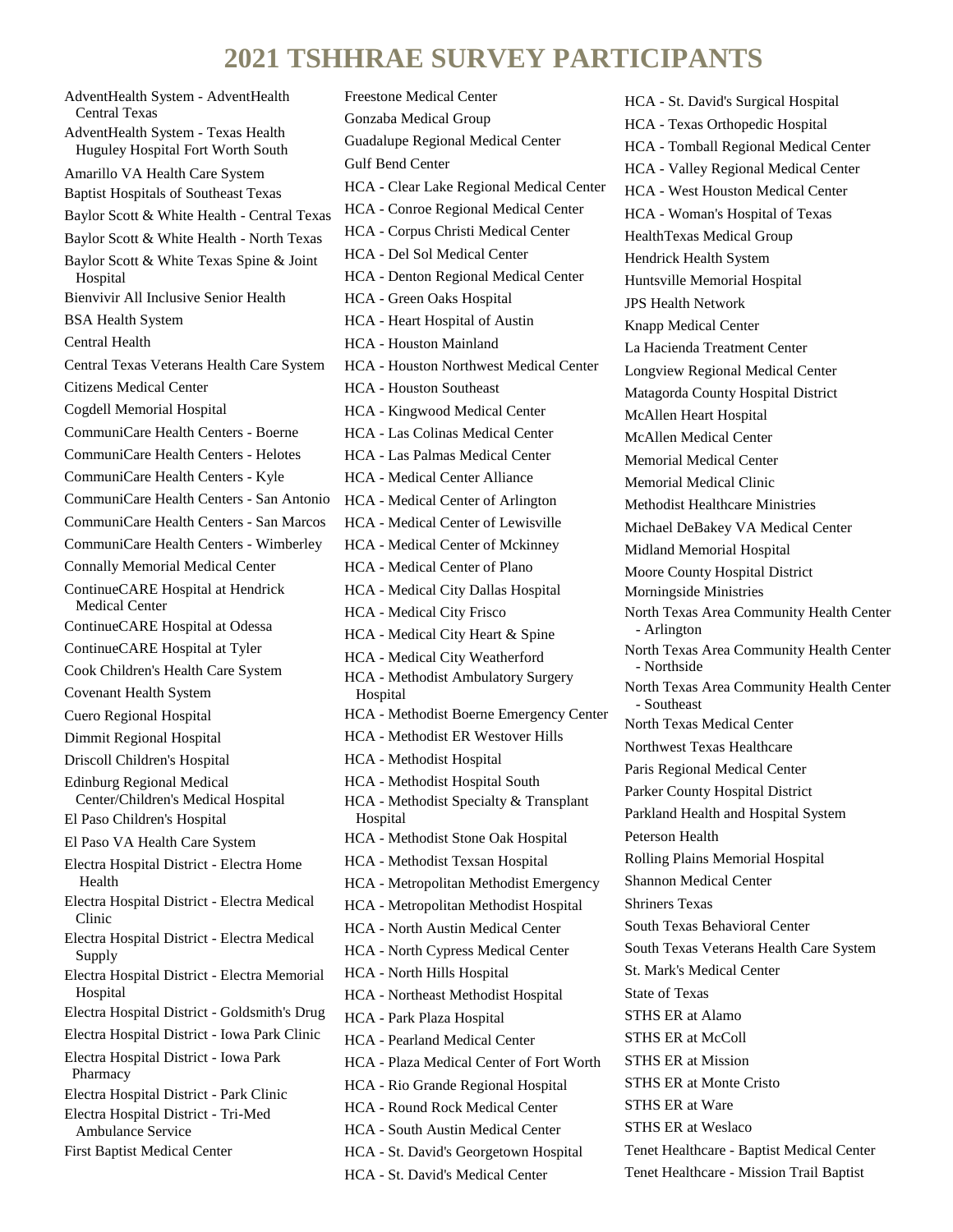# 2021 TSHHRAE SURVEY PARTICIPANTS

- AdventHealth System - AdventHealth Central Texas
- AdventHealth System - Texas Health Huguley Hospital Fort Worth South
- Amarillo VA Health Care System
- Baptist Hospitals of Southeast Texas
- Baylor Scott & White Health - Central Texas
- Baylor Scott & White Health - North Texas
- Baylor Scott & White Texas Spine & Joint Hospital
- Bienvivir All Inclusive Senior Health
- BSA Health System
- Central Health
- Central Texas Veterans Health Care System
- Citizens Medical Center
- Cogdell Memorial Hospital
- CommuniCare Health Centers - Boerne
- CommuniCare Health Centers - Helotes
- CommuniCare Health Centers - Kyle
- CommuniCare Health Centers - San Antonio
- CommuniCare Health Centers - San Marcos
- CommuniCare Health Centers - Wimberley
- Connally Memorial Medical Center
- ContinueCARE Hospital at Hendrick Medical Center
- ContinueCARE Hospital at Odessa
- ContinueCARE Hospital at Tyler
- Cook Children's Health Care System
- Covenant Health System
- Cuero Regional Hospital
- Dimmit Regional Hospital
- Driscoll Children's Hospital
- Edinburg Regional Medical Center/Children's Medical Hospital
- El Paso Children's Hospital
- El Paso VA Health Care System
- Electra Hospital District - Electra Home Health
- Electra Hospital District - Electra Medical Clinic
- Electra Hospital District - Electra Medical Supply
- Electra Hospital District - Electra Memorial Hospital
- Electra Hospital District - Goldsmith's Drug
- Electra Hospital District - Iowa Park Clinic
- Electra Hospital District - Iowa Park Pharmacy
- Electra Hospital District - Park Clinic
- Electra Hospital District - Tri-Med Ambulance Service
- First Baptist Medical Center
- Freestone Medical Center
- Gonzaba Medical Group
- Guadalupe Regional Medical Center
- Gulf Bend Center
- HCA - Clear Lake Regional Medical Center
- HCA - Conroe Regional Medical Center
- HCA - Corpus Christi Medical Center
- HCA - Del Sol Medical Center
- HCA - Denton Regional Medical Center
- HCA - Green Oaks Hospital
- HCA - Heart Hospital of Austin
- HCA - Houston Mainland
- HCA - Houston Northwest Medical Center
- HCA - Houston Southeast
- HCA - Kingwood Medical Center
- HCA - Las Colinas Medical Center
- HCA - Las Palmas Medical Center
- HCA - Medical Center Alliance
- HCA - Medical Center of Arlington
- HCA - Medical Center of Lewisville
- HCA - Medical Center of Mckinney
- HCA - Medical Center of Plano
- HCA - Medical City Dallas Hospital
- HCA - Medical City Frisco
- HCA - Medical City Heart & Spine
- HCA - Medical City Weatherford
- HCA - Methodist Ambulatory Surgery Hospital
- HCA - Methodist Boerne Emergency Center
- HCA - Methodist ER Westover Hills
- HCA - Methodist Hospital
- HCA - Methodist Hospital South
- HCA - Methodist Specialty & Transplant Hospital
- HCA - Methodist Stone Oak Hospital
- HCA - Methodist Texsan Hospital
- HCA - Metropolitan Methodist Emergency
- HCA - Metropolitan Methodist Hospital
- HCA - North Austin Medical Center
- HCA - North Cypress Medical Center
- HCA - North Hills Hospital
- HCA - Northeast Methodist Hospital
- HCA - Park Plaza Hospital
- HCA - Pearland Medical Center
- HCA - Plaza Medical Center of Fort Worth
- HCA - Rio Grande Regional Hospital
- HCA - Round Rock Medical Center
- HCA - South Austin Medical Center
- HCA - St. David's Georgetown Hospital
- HCA - St. David's Medical Center
- HCA - St. David's Surgical Hospital
- HCA - Texas Orthopedic Hospital
- HCA - Tomball Regional Medical Center
- HCA - Valley Regional Medical Center
- HCA - West Houston Medical Center
- HCA - Woman's Hospital of Texas
- HealthTexas Medical Group
- Hendrick Health System
- Huntsville Memorial Hospital
- JPS Health Network
- Knapp Medical Center
- La Hacienda Treatment Center
- Longview Regional Medical Center
- Matagorda County Hospital District
- McAllen Heart Hospital
- McAllen Medical Center
- Memorial Medical Center
- Memorial Medical Clinic
- Methodist Healthcare Ministries
- Michael DeBakey VA Medical Center
- Midland Memorial Hospital
- Moore County Hospital District
- Morningside Ministries
- North Texas Area Community Health Center - Arlington
- North Texas Area Community Health Center - Northside
- North Texas Area Community Health Center - Southeast
- North Texas Medical Center
- Northwest Texas Healthcare
- Paris Regional Medical Center
- Parker County Hospital District
- Parkland Health and Hospital System
- Peterson Health
- Rolling Plains Memorial Hospital
- Shannon Medical Center
- Shriners Texas
- South Texas Behavioral Center
- South Texas Veterans Health Care System
- St. Mark's Medical Center
- State of Texas
- STHS ER at Alamo
- STHS ER at McColl
- STHS ER at Mission
- STHS ER at Monte Cristo
- STHS ER at Ware
- STHS ER at Weslaco
- Tenet Healthcare - Baptist Medical Center
- Tenet Healthcare - Mission Trail Baptist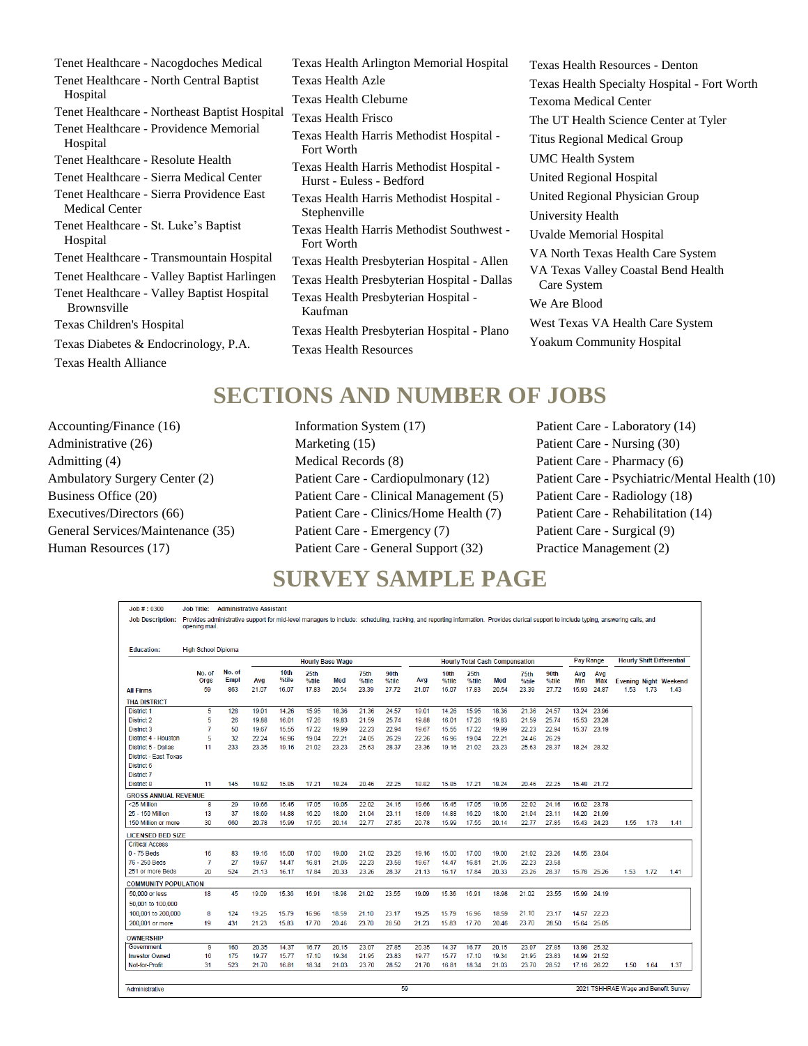Tenet Healthcare - Nacogdoches Medical
Tenet Healthcare - North Central Baptist Hospital
Tenet Healthcare - Northeast Baptist Hospital
Tenet Healthcare - Providence Memorial Hospital
Tenet Healthcare - Resolute Health
Tenet Healthcare - Sierra Medical Center
Tenet Healthcare - Sierra Providence East Medical Center
Tenet Healthcare - St. Luke's Baptist Hospital
Tenet Healthcare - Transmountain Hospital
Tenet Healthcare - Valley Baptist Harlingen
Tenet Healthcare - Valley Baptist Hospital Brownsville
Texas Children's Hospital
Texas Diabetes & Endocrinology, P.A.
Texas Health Alliance
Texas Health Arlington Memorial Hospital
Texas Health Azle
Texas Health Cleburne
Texas Health Frisco
Texas Health Harris Methodist Hospital - Fort Worth
Texas Health Harris Methodist Hospital - Hurst - Euless - Bedford
Texas Health Harris Methodist Hospital - Stephenville
Texas Health Harris Methodist Southwest - Fort Worth
Texas Health Presbyterian Hospital - Allen
Texas Health Presbyterian Hospital - Dallas
Texas Health Presbyterian Hospital - Kaufman
Texas Health Presbyterian Hospital - Plano
Texas Health Resources
Texas Health Resources - Denton
Texas Health Specialty Hospital - Fort Worth
Texoma Medical Center
The UT Health Science Center at Tyler
Titus Regional Medical Group
UMC Health System
United Regional Hospital
United Regional Physician Group
University Health
Uvalde Memorial Hospital
VA North Texas Health Care System
VA Texas Valley Coastal Bend Health Care System
We Are Blood
West Texas VA Health Care System
Yoakum Community Hospital

## SECTIONS AND NUMBER OF JOBS

- Accounting/Finance (16)
- Administrative (26)
- Admitting (4)
- Ambulatory Surgery Center (2)
- Business Office (20)
- Executives/Directors (66)
- General Services/Maintenance (35)
- Human Resources (17)
- Information System (17)
- Marketing (15)
- Medical Records (8)
- Patient Care - Cardiopulmonary (12)
- Patient Care - Clinical Management (5)
- Patient Care - Clinics/Home Health (7)
- Patient Care - Emergency (7)
- Patient Care - General Support (32)
- Patient Care - Laboratory (14)
- Patient Care - Nursing (30)
- Patient Care - Pharmacy (6)
- Patient Care - Psychiatric/Mental Health (10)
- Patient Care - Radiology (18)
- Patient Care - Rehabilitation (14)
- Patient Care - Surgical (9)
- Practice Management (2)

## SURVEY SAMPLE PAGE

**Job # :** 0300 **Job Title:** Administrative Assistant

**Job Description:** Provides administrative support for mid-level managers to include: scheduling, tracking, and reporting information. Provides clerical support to include typing, answering calls, and opening mail.

**Education:** High School Diploma

| | | | Hourly Base Wage | | | | | | | Hourly Total Cash Compensation | | | | | | | Pay Range | | Hourly Shift Differential | | |
|---|---|---|---|---|---|---|---|---|---|---|---|---|---|---|---|---|---|---|---|---|---|
| | No. of Orgs | No. of Empl | Avg | 10th %tile | 25th %tile | Med | 75th %tile | 90th %tile | Avg | 10th %tile | 25th %tile | Med | 75th %tile | 90th %tile | Avg Min | Avg Max | Evening | Night | Weekend |
| **All Firms** | 59 | 863 | 21.07 | 16.07 | 17.83 | 20.54 | 23.39 | 27.72 | 21.07 | 16.07 | 17.83 | 20.54 | 23.39 | 27.72 | 15.93 | 24.87 | 1.53 | 1.73 | 1.43 |
| **THA DISTRICT** | | | | | | | | | | | | | | | | | | | |
| District 1 | 5 | 128 | 19.01 | 14.26 | 15.95 | 18.36 | 21.36 | 24.57 | 19.01 | 14.26 | 15.95 | 18.36 | 21.36 | 24.57 | 13.24 | 23.96 | | | |
| District 2 | 5 | 26 | 19.88 | 16.01 | 17.26 | 19.83 | 21.59 | 25.74 | 19.88 | 16.01 | 17.26 | 19.83 | 21.59 | 25.74 | 15.53 | 23.28 | | | |
| District 3 | 7 | 50 | 19.67 | 15.55 | 17.22 | 19.99 | 22.23 | 22.94 | 19.67 | 15.55 | 17.22 | 19.99 | 22.23 | 22.94 | 15.37 | 23.19 | | | |
| District 4 - Houston | 5 | 32 | 22.24 | 16.96 | 19.04 | 22.21 | 24.05 | 26.29 | 22.26 | 16.96 | 19.04 | 22.21 | 24.46 | 26.29 | | | | | |
| District 5 - Dallas | 11 | 233 | 23.35 | 19.16 | 21.02 | 23.23 | 25.63 | 28.37 | 23.36 | 19.16 | 21.02 | 23.23 | 25.63 | 28.37 | 18.24 | 28.32 | | | |
| District - East Texas | | | | | | | | | | | | | | | | | | | |
| District 6 | | | | | | | | | | | | | | | | | | | |
| District 7 | | | | | | | | | | | | | | | | | | | |
| District 8 | 11 | 145 | 18.82 | 15.85 | 17.21 | 18.24 | 20.46 | 22.25 | 18.82 | 15.85 | 17.21 | 18.24 | 20.46 | 22.25 | 15.48 | 21.72 | | | |
| **GROSS ANNUAL REVENUE** | | | | | | | | | | | | | | | | | | | |
| <25 Million | 8 | 29 | 19.66 | 15.45 | 17.05 | 19.05 | 22.02 | 24.16 | 19.66 | 15.45 | 17.05 | 19.05 | 22.02 | 24.16 | 16.02 | 23.78 | | | |
| 25 - 150 Million | 13 | 37 | 18.69 | 14.88 | 16.29 | 18.00 | 21.04 | 23.11 | 18.69 | 14.88 | 16.29 | 18.00 | 21.04 | 23.11 | 14.20 | 21.99 | | | |
| 150 Million or more | 30 | 660 | 20.78 | 15.99 | 17.55 | 20.14 | 22.77 | 27.85 | 20.78 | 15.99 | 17.55 | 20.14 | 22.77 | 27.85 | 15.43 | 24.23 | 1.55 | 1.73 | 1.41 |
| **LICENSED BED SIZE** | | | | | | | | | | | | | | | | | | | |
| Critical Access | | | | | | | | | | | | | | | | | | | |
| 0 - 75 Beds | 16 | 83 | 19.16 | 15.00 | 17.00 | 19.00 | 21.02 | 23.26 | 19.16 | 15.00 | 17.00 | 19.00 | 21.02 | 23.26 | 14.55 | 23.04 | | | |
| 76 - 250 Beds | 7 | 27 | 19.67 | 14.47 | 16.81 | 21.05 | 22.23 | 23.58 | 19.67 | 14.47 | 16.81 | 21.05 | 22.23 | 23.58 | | | | | |
| 251 or more Beds | 20 | 524 | 21.13 | 16.17 | 17.84 | 20.33 | 23.26 | 28.37 | 21.13 | 16.17 | 17.84 | 20.33 | 23.26 | 28.37 | 15.78 | 25.26 | 1.53 | 1.72 | 1.41 |
| **COMMUNITY POPULATION** | | | | | | | | | | | | | | | | | | | |
| 50,000 or less | 18 | 45 | 19.09 | 15.36 | 16.91 | 18.98 | 21.02 | 23.55 | 19.09 | 15.36 | 16.91 | 18.98 | 21.02 | 23.55 | 15.99 | 24.19 | | | |
| 50,001 to 100,000 | | | | | | | | | | | | | | | | | | | |
| 100,001 to 200,000 | 8 | 124 | 19.25 | 15.79 | 16.96 | 18.59 | 21.10 | 23.17 | 19.25 | 15.79 | 16.96 | 18.59 | 21.10 | 23.17 | 14.57 | 22.23 | | | |
| 200,001 or more | 19 | 431 | 21.23 | 15.83 | 17.70 | 20.46 | 23.70 | 28.50 | 21.23 | 15.83 | 17.70 | 20.46 | 23.70 | 28.50 | 15.64 | 25.05 | | | |
| **OWNERSHIP** | | | | | | | | | | | | | | | | | | | |
| Government | 9 | 160 | 20.35 | 14.37 | 16.77 | 20.15 | 23.07 | 27.85 | 20.35 | 14.37 | 16.77 | 20.15 | 23.07 | 27.85 | 13.96 | 25.32 | | | |
| Investor Owned | 16 | 175 | 19.77 | 15.77 | 17.10 | 19.34 | 21.95 | 23.83 | 19.77 | 15.77 | 17.10 | 19.34 | 21.95 | 23.83 | 14.99 | 21.52 | | | |
| Not-for-Profit | 31 | 523 | 21.70 | 16.81 | 18.34 | 21.03 | 23.70 | 28.52 | 21.70 | 16.81 | 18.34 | 21.03 | 23.70 | 28.52 | 17.16 | 26.22 | 1.50 | 1.64 | 1.37 |

Administrative 59 2021 TSHHRAE Wage and Benefit Survey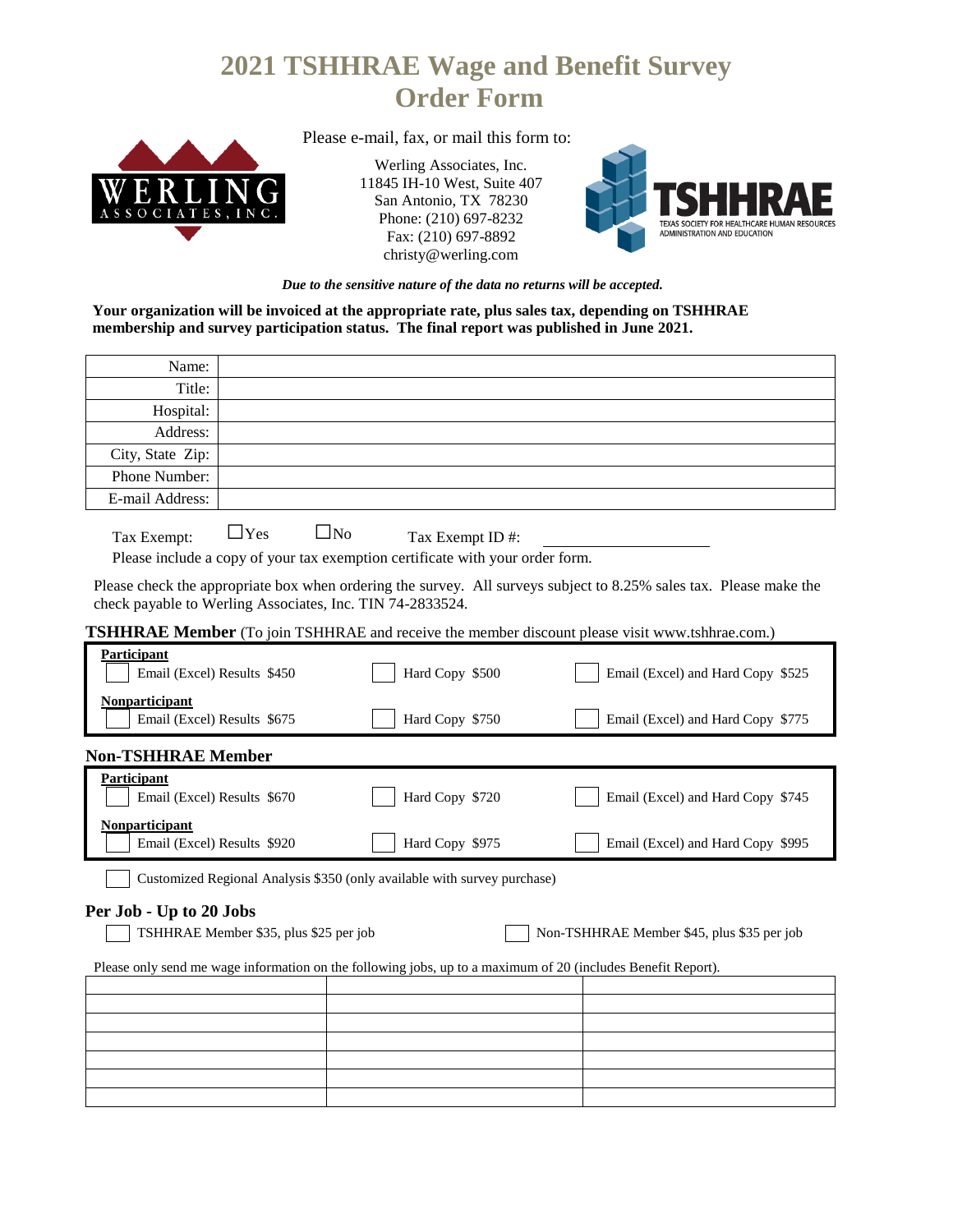# 2021 TSHHRAE Wage and Benefit Survey Order Form

Please e-mail, fax, or mail this form to:

Werling Associates, Inc.
11845 IH-10 West, Suite 407
San Antonio, TX 78230
Phone: (210) 697-8232
Fax: (210) 697-8892
christy@werling.com

TSHHRAE
TEXAS SOCIETY FOR HEALTHCARE HUMAN RESOURCES ADMINISTRATION AND EDUCATION

*Due to the sensitive nature of the data no returns will be accepted.*

**Your organization will be invoiced at the appropriate rate, plus sales tax, depending on TSHHRAE membership and survey participation status. The final report was published in June 2021.**

| | |
|---|---|
| Name: | |
| Title: | |
| Hospital: | |
| Address: | |
| City, State Zip: | |
| Phone Number: | |
| E-mail Address: | |

Tax Exempt: ☐Yes ☐No Tax Exempt ID #: ____________________

Please include a copy of your tax exemption certificate with your order form.

Please check the appropriate box when ordering the survey. All surveys subject to 8.25% sales tax. Please make the check payable to Werling Associates, Inc. TIN 74-2833524.

**TSHHRAE Member** (To join TSHHRAE and receive the member discount please visit www.tshhrae.com.)

**Participant**
☐ Email (Excel) Results $450 ☐ Hard Copy $500 ☐ Email (Excel) and Hard Copy $525

**Nonparticipant**
☐ Email (Excel) Results $675 ☐ Hard Copy $750 ☐ Email (Excel) and Hard Copy $775

**Non-TSHHRAE Member**

**Participant**
☐ Email (Excel) Results $670 ☐ Hard Copy $720 ☐ Email (Excel) and Hard Copy $745

**Nonparticipant**
☐ Email (Excel) Results $920 ☐ Hard Copy $975 ☐ Email (Excel) and Hard Copy $995

☐ Customized Regional Analysis $350 (only available with survey purchase)

**Per Job - Up to 20 Jobs**

☐ TSHHRAE Member $35, plus $25 per job ☐ Non-TSHHRAE Member $45, plus $35 per job

Please only send me wage information on the following jobs, up to a maximum of 20 (includes Benefit Report).

| | | |
|---|---|---|
| | | |
| | | |
| | | |
| | | |
| | | |
| | | |
| | | |